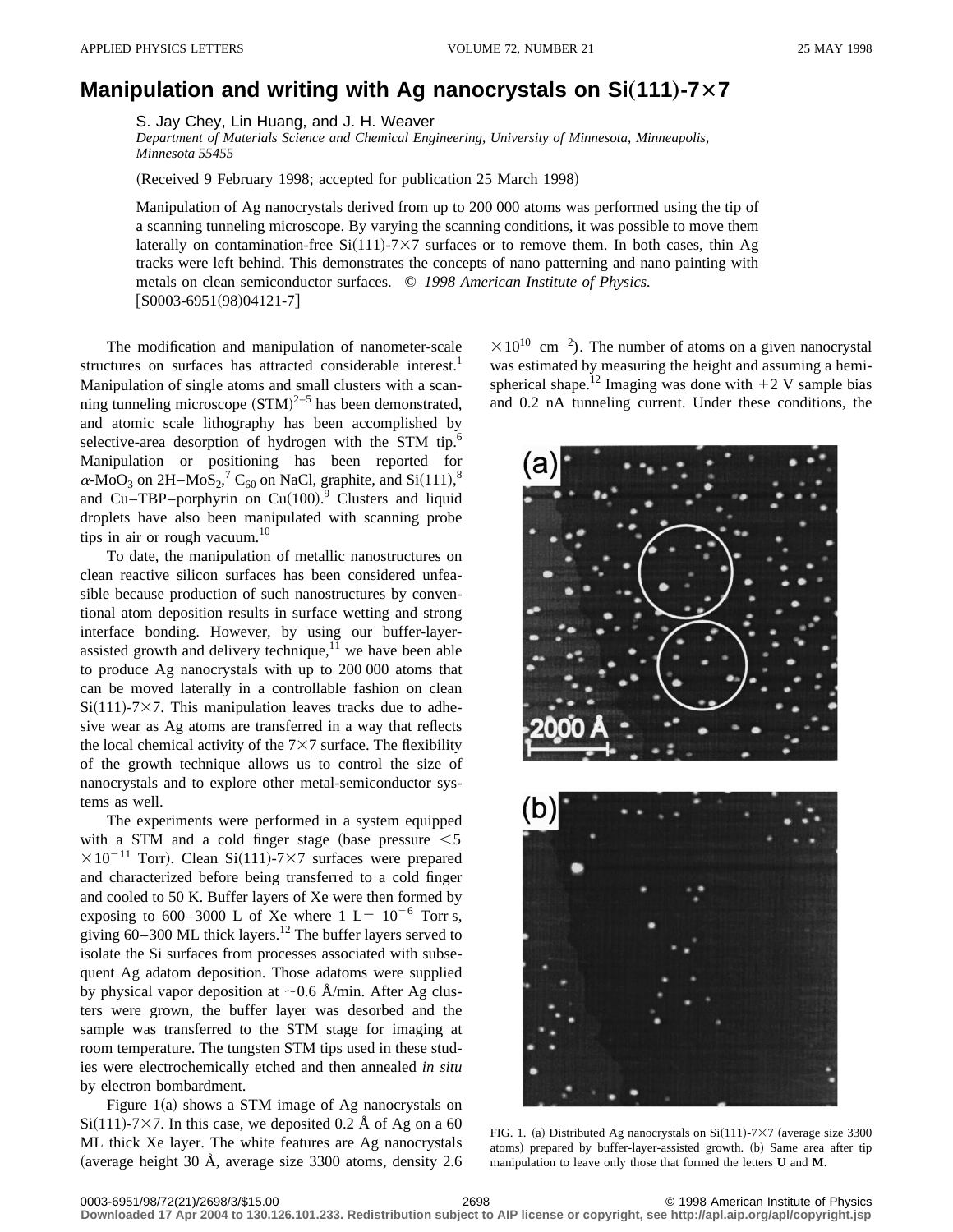# Manipulation and writing with Ag nanocrystals on Si(111)-7×7

S. Jay Chey, Lin Huang, and J. H. Weaver

*Department of Materials Science and Chemical Engineering, University of Minnesota, Minneapolis, Minnesota 55455*

(Received 9 February 1998; accepted for publication 25 March 1998)

Manipulation of Ag nanocrystals derived from up to 200 000 atoms was performed using the tip of a scanning tunneling microscope. By varying the scanning conditions, it was possible to move them laterally on contamination-free Si(111)-7×7 surfaces or to remove them. In both cases, thin Ag tracks were left behind. This demonstrates the concepts of nano patterning and nano painting with metals on clean semiconductor surfaces. © *1998 American Institute of Physics.* [S0003-6951(98)04121-7]

The modification and manipulation of nanometer-scale structures on surfaces has attracted considerable interest.[1] Manipulation of single atoms and small clusters with a scanning tunneling microscope (STM)[2–5] has been demonstrated, and atomic scale lithography has been accomplished by selective-area desorption of hydrogen with the STM tip.[6] Manipulation or positioning has been reported for $\alpha$-$MoO_3$ on 2H–$MoS_2$,[7] $C_{60}$ on NaCl, graphite, and Si(111),[8] and Cu–TBP–porphyrin on Cu(100).[9] Clusters and liquid droplets have also been manipulated with scanning probe tips in air or rough vacuum.[10]

To date, the manipulation of metallic nanostructures on clean reactive silicon surfaces has been considered unfeasible because production of such nanostructures by conventional atom deposition results in surface wetting and strong interface bonding. However, by using our buffer-layer-assisted growth and delivery technique,[11] we have been able to produce Ag nanocrystals with up to 200 000 atoms that can be moved laterally in a controllable fashion on clean Si(111)-7×7. This manipulation leaves tracks due to adhesive wear as Ag atoms are transferred in a way that reflects the local chemical activity of the 7×7 surface. The flexibility of the growth technique allows us to control the size of nanocrystals and to explore other metal-semiconductor systems as well.

The experiments were performed in a system equipped with a STM and a cold finger stage (base pressure $<5\times10^{-11}$ Torr). Clean Si(111)-7×7 surfaces were prepared and characterized before being transferred to a cold finger and cooled to 50 K. Buffer layers of Xe were then formed by exposing to 600–3000 L of Xe where 1 L$=10^{-6}$ Torr s, giving 60–300 ML thick layers.[12] The buffer layers served to isolate the Si surfaces from processes associated with subsequent Ag adatom deposition. Those adatoms were supplied by physical vapor deposition at ~0.6 Å/min. After Ag clusters were grown, the buffer layer was desorbed and the sample was transferred to the STM stage for imaging at room temperature. The tungsten STM tips used in these studies were electrochemically etched and then annealed *in situ* by electron bombardment.

Figure 1(a) shows a STM image of Ag nanocrystals on Si(111)-7×7. In this case, we deposited 0.2 Å of Ag on a 60 ML thick Xe layer. The white features are Ag nanocrystals (average height 30 Å, average size 3300 atoms, density 2.6 $\times10^{10}$ cm$^{-2}$). The number of atoms on a given nanocrystal was estimated by measuring the height and assuming a hemispherical shape.[12] Imaging was done with +2 V sample bias and 0.2 nA tunneling current. Under these conditions, the

FIG. 1. (a) Distributed Ag nanocrystals on Si(111)-7×7 (average size 3300 atoms) prepared by buffer-layer-assisted growth. (b) Same area after tip manipulation to leave only those that formed the letters **U** and **M**.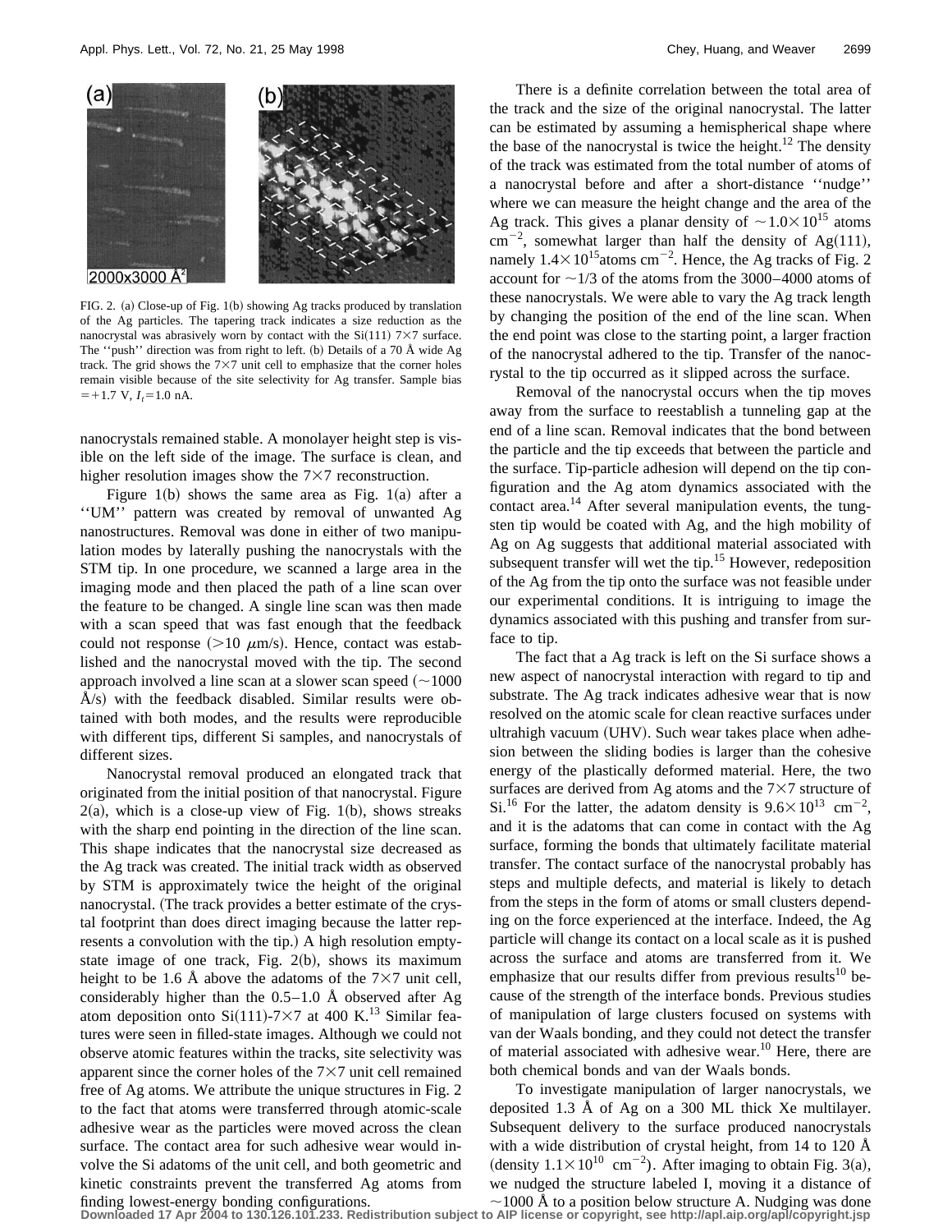FIG. 2. (a) Close-up of Fig. 1(b) showing Ag tracks produced by translation of the Ag particles. The tapering track indicates a size reduction as the nanocrystal was abrasively worn by contact with the Si(111) 7×7 surface. The ''push'' direction was from right to left. (b) Details of a 70 Å wide Ag track. The grid shows the 7×7 unit cell to emphasize that the corner holes remain visible because of the site selectivity for Ag transfer. Sample bias $=+1.7$ V, $I_t=1.0$ nA.

nanocrystals remained stable. A monolayer height step is visible on the left side of the image. The surface is clean, and higher resolution images show the 7×7 reconstruction.

Figure 1(b) shows the same area as Fig. 1(a) after a ''UM'' pattern was created by removal of unwanted Ag nanostructures. Removal was done in either of two manipulation modes by laterally pushing the nanocrystals with the STM tip. In one procedure, we scanned a large area in the imaging mode and then placed the path of a line scan over the feature to be changed. A single line scan was then made with a scan speed that was fast enough that the feedback could not response ($>10$ $\mu$m/s). Hence, contact was established and the nanocrystal moved with the tip. The second approach involved a line scan at a slower scan speed ($\sim$1000 Å/s) with the feedback disabled. Similar results were obtained with both modes, and the results were reproducible with different tips, different Si samples, and nanocrystals of different sizes.

Nanocrystal removal produced an elongated track that originated from the initial position of that nanocrystal. Figure 2(a), which is a close-up view of Fig. 1(b), shows streaks with the sharp end pointing in the direction of the line scan. This shape indicates that the nanocrystal size decreased as the Ag track was created. The initial track width as observed by STM is approximately twice the height of the original nanocrystal. (The track provides a better estimate of the crystal footprint than does direct imaging because the latter represents a convolution with the tip.) A high resolution empty-state image of one track, Fig. 2(b), shows its maximum height to be 1.6 Å above the adatoms of the 7×7 unit cell, considerably higher than the 0.5–1.0 Å observed after Ag atom deposition onto Si(111)-7×7 at 400 K.[13] Similar features were seen in filled-state images. Although we could not observe atomic features within the tracks, site selectivity was apparent since the corner holes of the 7×7 unit cell remained free of Ag atoms. We attribute the unique structures in Fig. 2 to the fact that atoms were transferred through atomic-scale adhesive wear as the particles were moved across the clean surface. The contact area for such adhesive wear would involve the Si adatoms of the unit cell, and both geometric and kinetic constraints prevent the transferred Ag atoms from finding lowest-energy bonding configurations.

There is a definite correlation between the total area of the track and the size of the original nanocrystal. The latter can be estimated by assuming a hemispherical shape where the base of the nanocrystal is twice the height.[12] The density of the track was estimated from the total number of atoms of a nanocrystal before and after a short-distance ''nudge'' where we can measure the height change and the area of the Ag track. This gives a planar density of $\sim 1.0\times10^{15}$ atoms $cm^{-2}$, somewhat larger than half the density of Ag(111), namely $1.4\times10^{15}$atoms $cm^{-2}$. Hence, the Ag tracks of Fig. 2 account for $\sim$1/3 of the atoms from the 3000–4000 atoms of these nanocrystals. We were able to vary the Ag track length by changing the position of the end of the line scan. When the end point was close to the starting point, a larger fraction of the nanocrystal adhered to the tip. Transfer of the nanocrystal to the tip occurred as it slipped across the surface.

Removal of the nanocrystal occurs when the tip moves away from the surface to reestablish a tunneling gap at the end of a line scan. Removal indicates that the bond between the particle and the tip exceeds that between the particle and the surface. Tip-particle adhesion will depend on the tip configuration and the Ag atom dynamics associated with the contact area.[14] After several manipulation events, the tungsten tip would be coated with Ag, and the high mobility of Ag on Ag suggests that additional material associated with subsequent transfer will wet the tip.[15] However, redeposition of the Ag from the tip onto the surface was not feasible under our experimental conditions. It is intriguing to image the dynamics associated with this pushing and transfer from surface to tip.

The fact that a Ag track is left on the Si surface shows a new aspect of nanocrystal interaction with regard to tip and substrate. The Ag track indicates adhesive wear that is now resolved on the atomic scale for clean reactive surfaces under ultrahigh vacuum (UHV). Such wear takes place when adhesion between the sliding bodies is larger than the cohesive energy of the plastically deformed material. Here, the two surfaces are derived from Ag atoms and the 7×7 structure of Si.[16] For the latter, the adatom density is $9.6\times10^{13}$ $cm^{-2}$, and it is the adatoms that can come in contact with the Ag surface, forming the bonds that ultimately facilitate material transfer. The contact surface of the nanocrystal probably has steps and multiple defects, and material is likely to detach from the steps in the form of atoms or small clusters depending on the force experienced at the interface. Indeed, the Ag particle will change its contact on a local scale as it is pushed across the surface and atoms are transferred from it. We emphasize that our results differ from previous results[10] because of the strength of the interface bonds. Previous studies of manipulation of large clusters focused on systems with van der Waals bonding, and they could not detect the transfer of material associated with adhesive wear.[10] Here, there are both chemical bonds and van der Waals bonds.

To investigate manipulation of larger nanocrystals, we deposited 1.3 Å of Ag on a 300 ML thick Xe multilayer. Subsequent delivery to the surface produced nanocrystals with a wide distribution of crystal height, from 14 to 120 Å (density $1.1\times10^{10}$ $cm^{-2}$). After imaging to obtain Fig. 3(a), we nudged the structure labeled I, moving it a distance of $\sim$1000 Å to a position below structure A. Nudging was done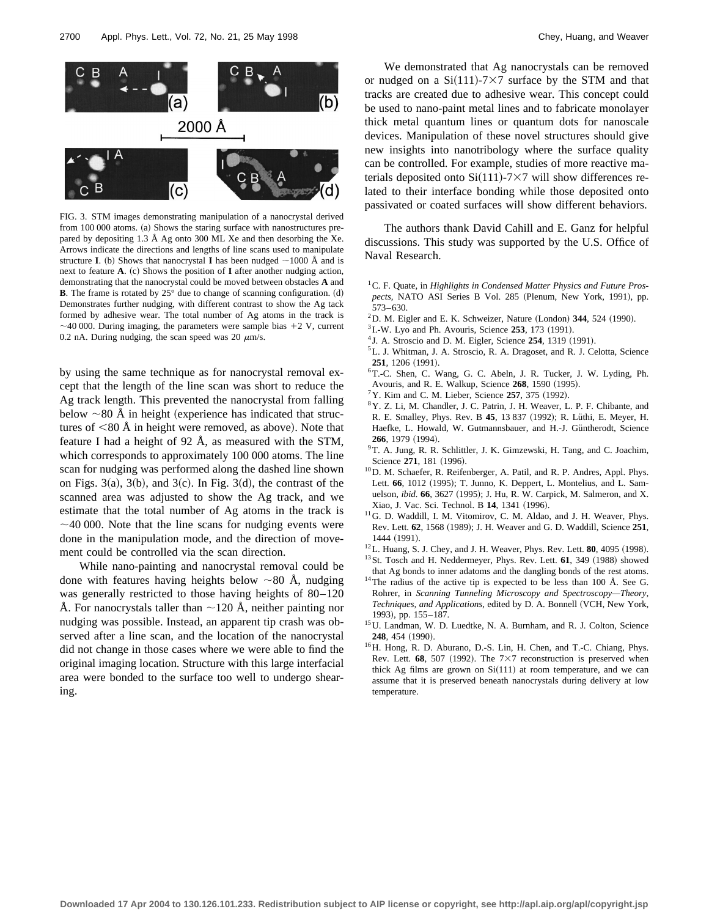FIG. 3. STM images demonstrating manipulation of a nanocrystal derived from 100 000 atoms. (a) Shows the staring surface with nanostructures prepared by depositing 1.3 Å Ag onto 300 ML Xe and then desorbing the Xe. Arrows indicate the directions and lengths of line scans used to manipulate structure **I**. (b) Shows that nanocrystal **I** has been nudged ~1000 Å and is next to feature **A**. (c) Shows the position of **I** after another nudging action, demonstrating that the nanocrystal could be moved between obstacles **A** and **B**. The frame is rotated by 25° due to change of scanning configuration. (d) Demonstrates further nudging, with different contrast to show the Ag tack formed by adhesive wear. The total number of Ag atoms in the track is ~40 000. During imaging, the parameters were sample bias +2 V, current 0.2 nA. During nudging, the scan speed was 20 $\mu$m/s.

by using the same technique as for nanocrystal removal except that the length of the line scan was short to reduce the Ag track length. This prevented the nanocrystal from falling below ~80 Å in height (experience has indicated that structures of <80 Å in height were removed, as above). Note that feature I had a height of 92 Å, as measured with the STM, which corresponds to approximately 100 000 atoms. The line scan for nudging was performed along the dashed line shown on Figs. 3(a), 3(b), and 3(c). In Fig. 3(d), the contrast of the scanned area was adjusted to show the Ag track, and we estimate that the total number of Ag atoms in the track is ~40 000. Note that the line scans for nudging events were done in the manipulation mode, and the direction of movement could be controlled via the scan direction.

While nano-painting and nanocrystal removal could be done with features having heights below ~80 Å, nudging was generally restricted to those having heights of 80–120 Å. For nanocrystals taller than ~120 Å, neither painting nor nudging was possible. Instead, an apparent tip crash was observed after a line scan, and the location of the nanocrystal did not change in those cases where we were able to find the original imaging location. Structure with this large interfacial area were bonded to the surface too well to undergo shearing.

We demonstrated that Ag nanocrystals can be removed or nudged on a Si(111)-7×7 surface by the STM and that tracks are created due to adhesive wear. This concept could be used to nano-paint metal lines and to fabricate monolayer thick metal quantum lines or quantum dots for nanoscale devices. Manipulation of these novel structures should give new insights into nanotribology where the surface quality can be controlled. For example, studies of more reactive materials deposited onto Si(111)-7×7 will show differences related to their interface bonding while those deposited onto passivated or coated surfaces will show different behaviors.

The authors thank David Cahill and E. Ganz for helpful discussions. This study was supported by the U.S. Office of Naval Research.

[1] C. F. Quate, in *Highlights in Condensed Matter Physics and Future Prospects*, NATO ASI Series B Vol. 285 (Plenum, New York, 1991), pp. 573–630.

[2] D. M. Eigler and E. K. Schweizer, Nature (London) **344**, 524 (1990).

[3] I.-W. Lyo and Ph. Avouris, Science **253**, 173 (1991).

[4] J. A. Stroscio and D. M. Eigler, Science **254**, 1319 (1991).

[5] L. J. Whitman, J. A. Stroscio, R. A. Dragoset, and R. J. Celotta, Science **251**, 1206 (1991).

[6] T.-C. Shen, C. Wang, G. C. Abeln, J. R. Tucker, J. W. Lyding, Ph. Avouris, and R. E. Walkup, Science **268**, 1590 (1995).

[7] Y. Kim and C. M. Lieber, Science **257**, 375 (1992).

[8] Y. Z. Li, M. Chandler, J. C. Patrin, J. H. Weaver, L. P. F. Chibante, and R. E. Smalley, Phys. Rev. B **45**, 13 837 (1992); R. Lüthi, E. Meyer, H. Haefke, L. Howald, W. Gutmannsbauer, and H.-J. Güntherodt, Science **266**, 1979 (1994).

[9] T. A. Jung, R. R. Schlittler, J. K. Gimzewski, H. Tang, and C. Joachim, Science **271**, 181 (1996).

[10] D. M. Schaefer, R. Reifenberger, A. Patil, and R. P. Andres, Appl. Phys. Lett. **66**, 1012 (1995); T. Junno, K. Deppert, L. Montelius, and L. Samuelson, *ibid.* **66**, 3627 (1995); J. Hu, R. W. Carpick, M. Salmeron, and X. Xiao, J. Vac. Sci. Technol. B **14**, 1341 (1996).

[11] G. D. Waddill, I. M. Vitomirov, C. M. Aldao, and J. H. Weaver, Phys. Rev. Lett. **62**, 1568 (1989); J. H. Weaver and G. D. Waddill, Science **251**, 1444 (1991).

[12] L. Huang, S. J. Chey, and J. H. Weaver, Phys. Rev. Lett. **80**, 4095 (1998).

[13] St. Tosch and H. Neddermeyer, Phys. Rev. Lett. **61**, 349 (1988) showed that Ag bonds to inner adatoms and the dangling bonds of the rest atoms.

[14] The radius of the active tip is expected to be less than 100 Å. See G. Rohrer, in *Scanning Tunneling Microscopy and Spectroscopy—Theory, Techniques, and Applications*, edited by D. A. Bonnell (VCH, New York, 1993), pp. 155–187.

[15] U. Landman, W. D. Luedtke, N. A. Burnham, and R. J. Colton, Science **248**, 454 (1990).

[16] H. Hong, R. D. Aburano, D.-S. Lin, H. Chen, and T.-C. Chiang, Phys. Rev. Lett. **68**, 507 (1992). The 7×7 reconstruction is preserved when thick Ag films are grown on Si(111) at room temperature, and we can assume that it is preserved beneath nanocrystals during delivery at low temperature.